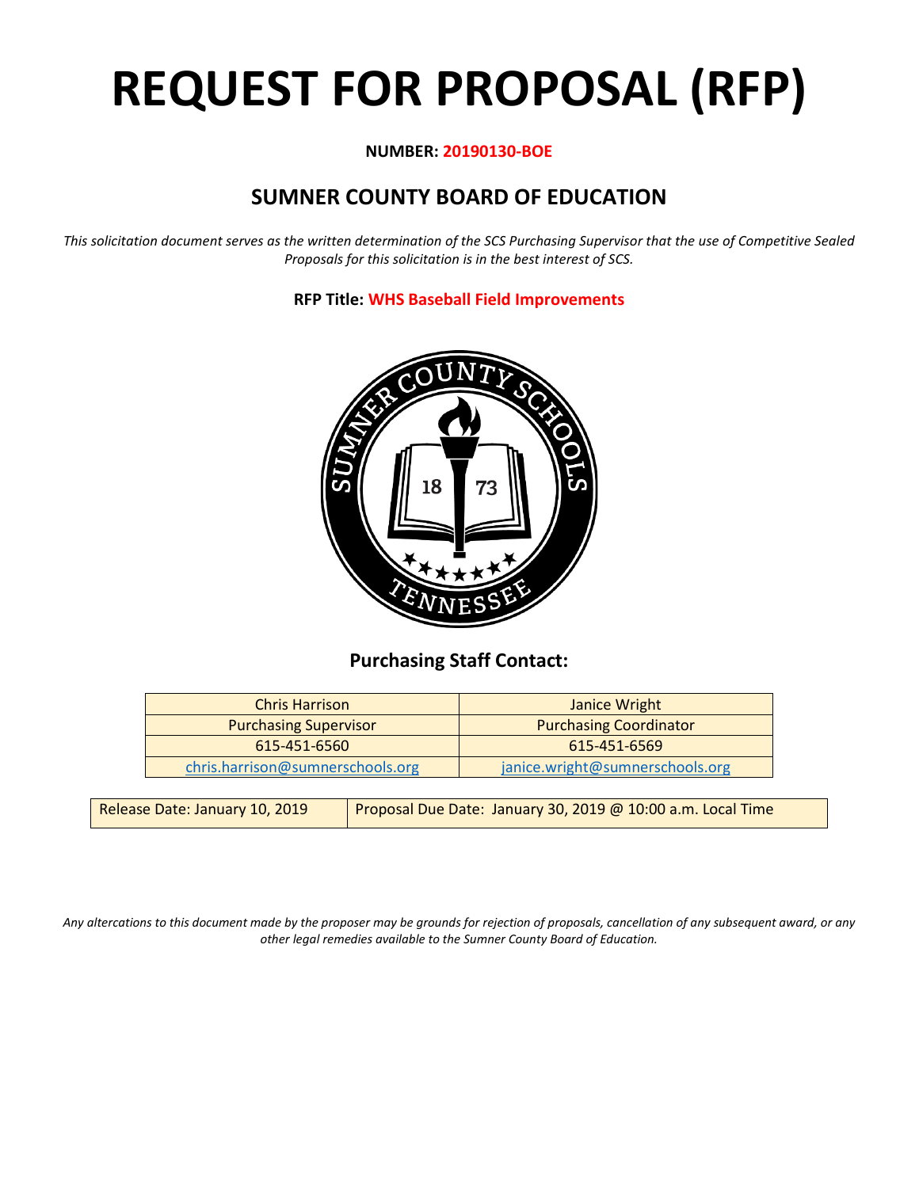# REQUEST FOR PROPOSAL (RFP)

**NUMBER: 20190130-BOE**

## SUMNER COUNTY BOARD OF EDUCATION

*This solicitation document serves as the written determination of the SCS Purchasing Supervisor that the use of Competitive Sealed Proposals for this solicitation is in the best interest of SCS.*

**RFP Title: WHS Baseball Field Improvements**

### Purchasing Staff Contact:

| Chris Harrison | Janice Wright |
|---|---|
| Purchasing Supervisor | Purchasing Coordinator |
| 615-451-6560 | 615-451-6569 |
| chris.harrison@sumnerschools.org | janice.wright@sumnerschools.org |

| Release Date: January 10, 2019 | Proposal Due Date: January 30, 2019 @ 10:00 a.m. Local Time |
|---|---|

*Any altercations to this document made by the proposer may be grounds for rejection of proposals, cancellation of any subsequent award, or any other legal remedies available to the Sumner County Board of Education.*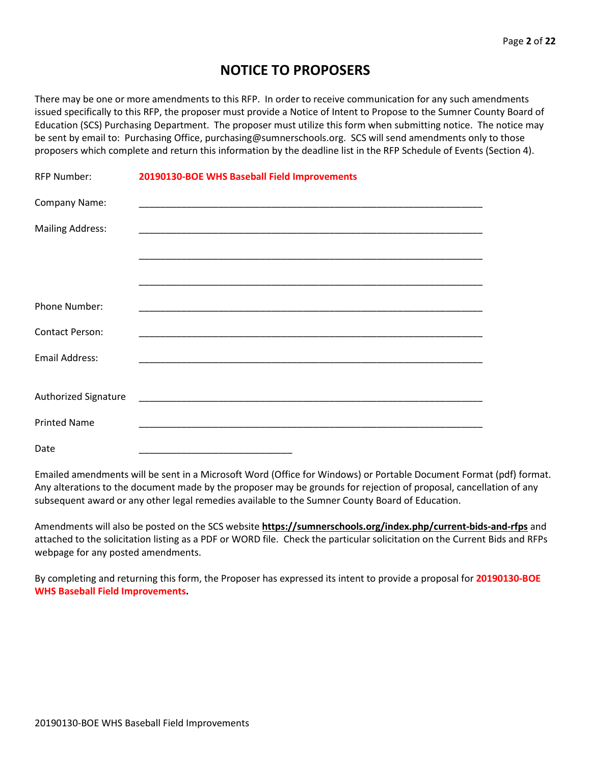# NOTICE TO PROPOSERS

There may be one or more amendments to this RFP. In order to receive communication for any such amendments issued specifically to this RFP, the proposer must provide a Notice of Intent to Propose to the Sumner County Board of Education (SCS) Purchasing Department. The proposer must utilize this form when submitting notice. The notice may be sent by email to: Purchasing Office, purchasing@sumnerschools.org. SCS will send amendments only to those proposers which complete and return this information by the deadline list in the RFP Schedule of Events (Section 4).

RFP Number: **20190130-BOE WHS Baseball Field Improvements**

Company Name: ____________________________________________________________

Mailing Address: ____________________________________________________________

____________________________________________________________

____________________________________________________________

Phone Number: ____________________________________________________________

Contact Person: ____________________________________________________________

Email Address: ____________________________________________________________

Authorized Signature ____________________________________________________________

Printed Name ____________________________________________________________

Date ____________________________

Emailed amendments will be sent in a Microsoft Word (Office for Windows) or Portable Document Format (pdf) format. Any alterations to the document made by the proposer may be grounds for rejection of proposal, cancellation of any subsequent award or any other legal remedies available to the Sumner County Board of Education.

Amendments will also be posted on the SCS website **https://sumnerschools.org/index.php/current-bids-and-rfps** and attached to the solicitation listing as a PDF or WORD file. Check the particular solicitation on the Current Bids and RFPs webpage for any posted amendments.

By completing and returning this form, the Proposer has expressed its intent to provide a proposal for **20190130-BOE WHS Baseball Field Improvements.**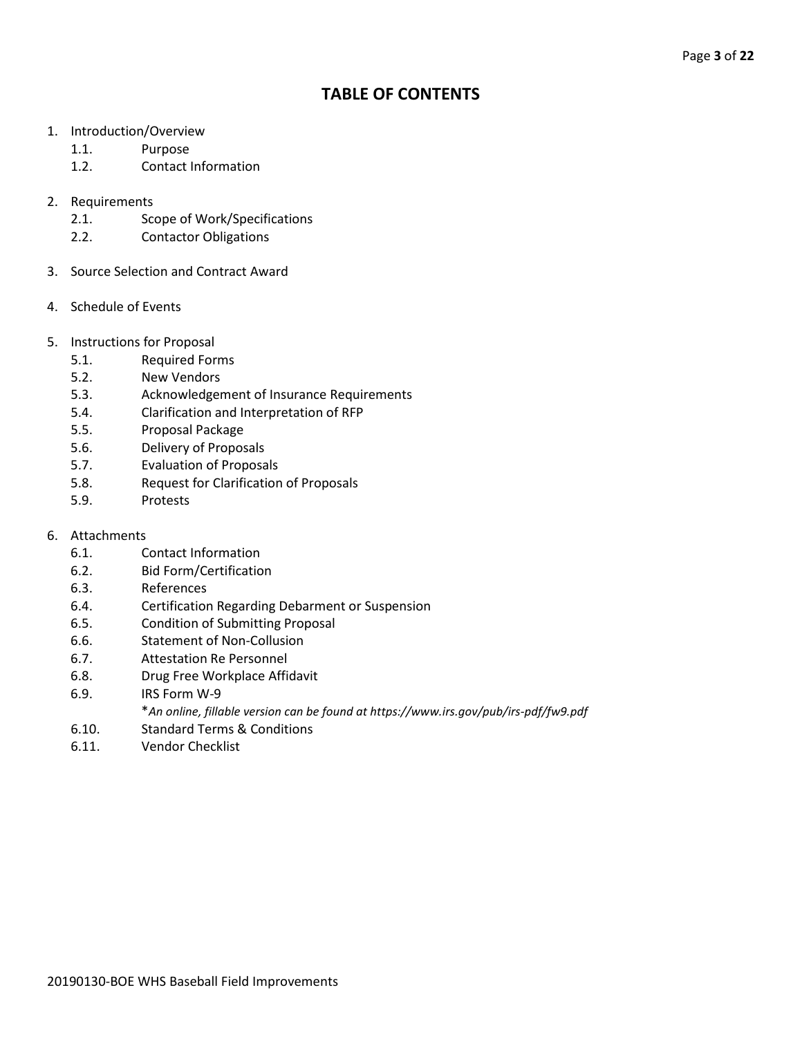# TABLE OF CONTENTS

1. Introduction/Overview
   - 1.1. Purpose
   - 1.2. Contact Information

2. Requirements
   - 2.1. Scope of Work/Specifications
   - 2.2. Contactor Obligations

3. Source Selection and Contract Award

4. Schedule of Events

5. Instructions for Proposal
   - 5.1. Required Forms
   - 5.2. New Vendors
   - 5.3. Acknowledgement of Insurance Requirements
   - 5.4. Clarification and Interpretation of RFP
   - 5.5. Proposal Package
   - 5.6. Delivery of Proposals
   - 5.7. Evaluation of Proposals
   - 5.8. Request for Clarification of Proposals
   - 5.9. Protests

6. Attachments
   - 6.1. Contact Information
   - 6.2. Bid Form/Certification
   - 6.3. References
   - 6.4. Certification Regarding Debarment or Suspension
   - 6.5. Condition of Submitting Proposal
   - 6.6. Statement of Non-Collusion
   - 6.7. Attestation Re Personnel
   - 6.8. Drug Free Workplace Affidavit
   - 6.9. IRS Form W-9
     
     **An online, fillable version can be found at https://www.irs.gov/pub/irs-pdf/fw9.pdf*
   - 6.10. Standard Terms & Conditions
   - 6.11. Vendor Checklist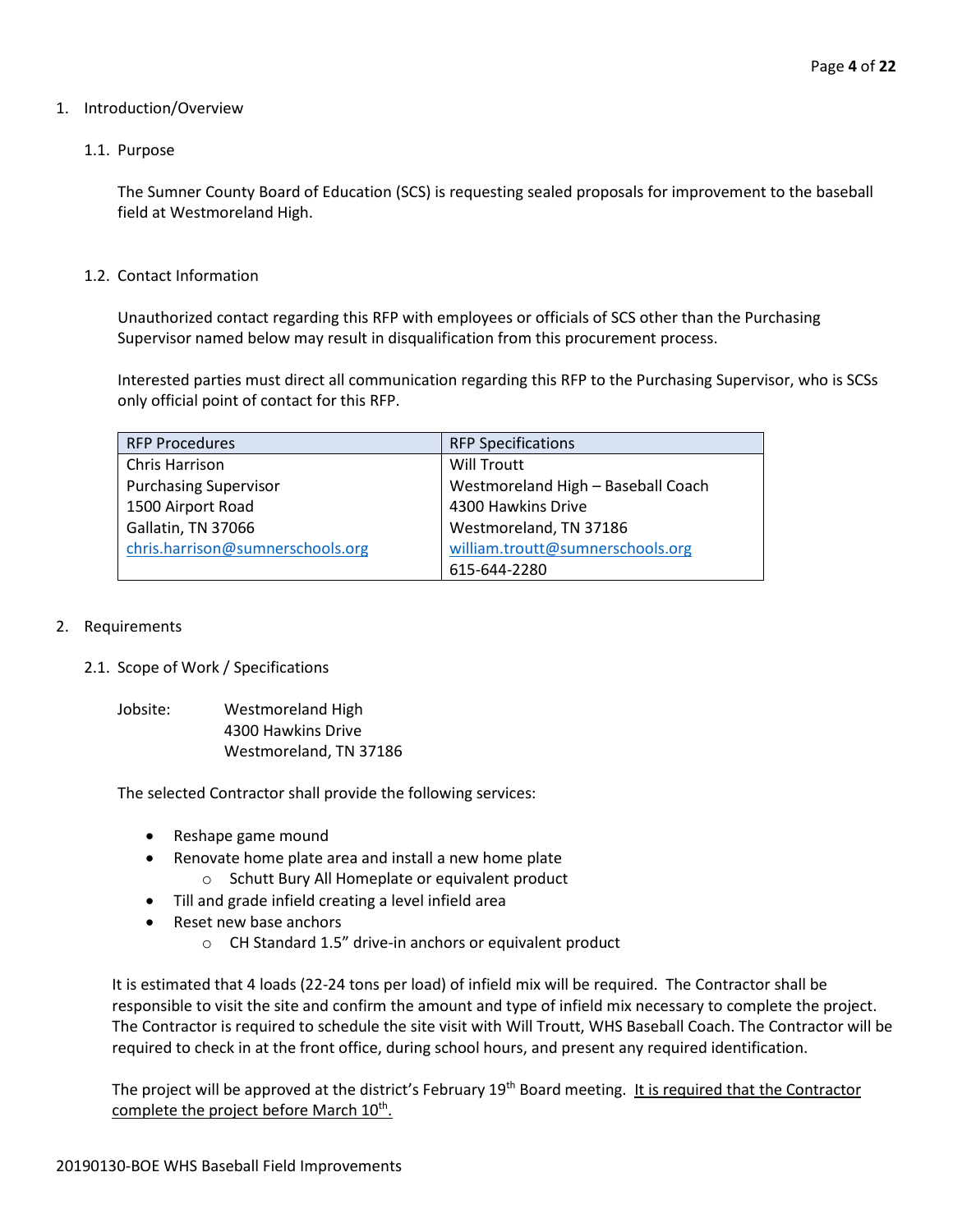1. Introduction/Overview

   1.1. Purpose

   The Sumner County Board of Education (SCS) is requesting sealed proposals for improvement to the baseball field at Westmoreland High.

   1.2. Contact Information

   Unauthorized contact regarding this RFP with employees or officials of SCS other than the Purchasing Supervisor named below may result in disqualification from this procurement process.

   Interested parties must direct all communication regarding this RFP to the Purchasing Supervisor, who is SCSs only official point of contact for this RFP.

| RFP Procedures | RFP Specifications |
|---|---|
| Chris Harrison | Will Troutt |
| Purchasing Supervisor | Westmoreland High – Baseball Coach |
| 1500 Airport Road | 4300 Hawkins Drive |
| Gallatin, TN 37066 | Westmoreland, TN 37186 |
| chris.harrison@sumnerschools.org | william.troutt@sumnerschools.org |
| | 615-644-2280 |

2. Requirements

   2.1. Scope of Work / Specifications

   Jobsite: Westmoreland High
   4300 Hawkins Drive
   Westmoreland, TN 37186

   The selected Contractor shall provide the following services:

   - Reshape game mound
   - Renovate home plate area and install a new home plate
     - Schutt Bury All Homeplate or equivalent product
   - Till and grade infield creating a level infield area
   - Reset new base anchors
     - CH Standard 1.5" drive-in anchors or equivalent product

   It is estimated that 4 loads (22-24 tons per load) of infield mix will be required. The Contractor shall be responsible to visit the site and confirm the amount and type of infield mix necessary to complete the project. The Contractor is required to schedule the site visit with Will Troutt, WHS Baseball Coach. The Contractor will be required to check in at the front office, during school hours, and present any required identification.

   The project will be approved at the district's February 19th Board meeting. <u>It is required that the Contractor complete the project before March 10th.</u>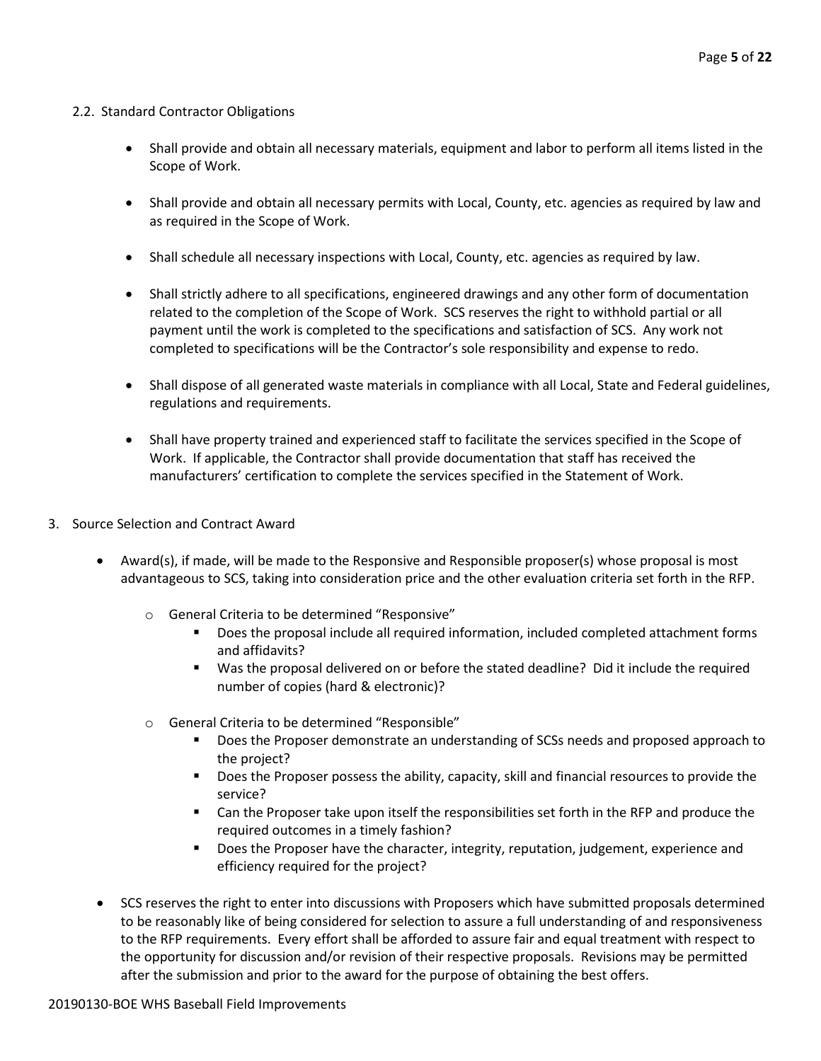### 2.2. Standard Contractor Obligations

- Shall provide and obtain all necessary materials, equipment and labor to perform all items listed in the Scope of Work.
- Shall provide and obtain all necessary permits with Local, County, etc. agencies as required by law and as required in the Scope of Work.
- Shall schedule all necessary inspections with Local, County, etc. agencies as required by law.
- Shall strictly adhere to all specifications, engineered drawings and any other form of documentation related to the completion of the Scope of Work. SCS reserves the right to withhold partial or all payment until the work is completed to the specifications and satisfaction of SCS. Any work not completed to specifications will be the Contractor's sole responsibility and expense to redo.
- Shall dispose of all generated waste materials in compliance with all Local, State and Federal guidelines, regulations and requirements.
- Shall have property trained and experienced staff to facilitate the services specified in the Scope of Work. If applicable, the Contractor shall provide documentation that staff has received the manufacturers' certification to complete the services specified in the Statement of Work.

## 3. Source Selection and Contract Award

- Award(s), if made, will be made to the Responsive and Responsible proposer(s) whose proposal is most advantageous to SCS, taking into consideration price and the other evaluation criteria set forth in the RFP.
  - General Criteria to be determined "Responsive"
    - Does the proposal include all required information, included completed attachment forms and affidavits?
    - Was the proposal delivered on or before the stated deadline? Did it include the required number of copies (hard & electronic)?
  - General Criteria to be determined "Responsible"
    - Does the Proposer demonstrate an understanding of SCSs needs and proposed approach to the project?
    - Does the Proposer possess the ability, capacity, skill and financial resources to provide the service?
    - Can the Proposer take upon itself the responsibilities set forth in the RFP and produce the required outcomes in a timely fashion?
    - Does the Proposer have the character, integrity, reputation, judgement, experience and efficiency required for the project?
- SCS reserves the right to enter into discussions with Proposers which have submitted proposals determined to be reasonably like of being considered for selection to assure a full understanding of and responsiveness to the RFP requirements. Every effort shall be afforded to assure fair and equal treatment with respect to the opportunity for discussion and/or revision of their respective proposals. Revisions may be permitted after the submission and prior to the award for the purpose of obtaining the best offers.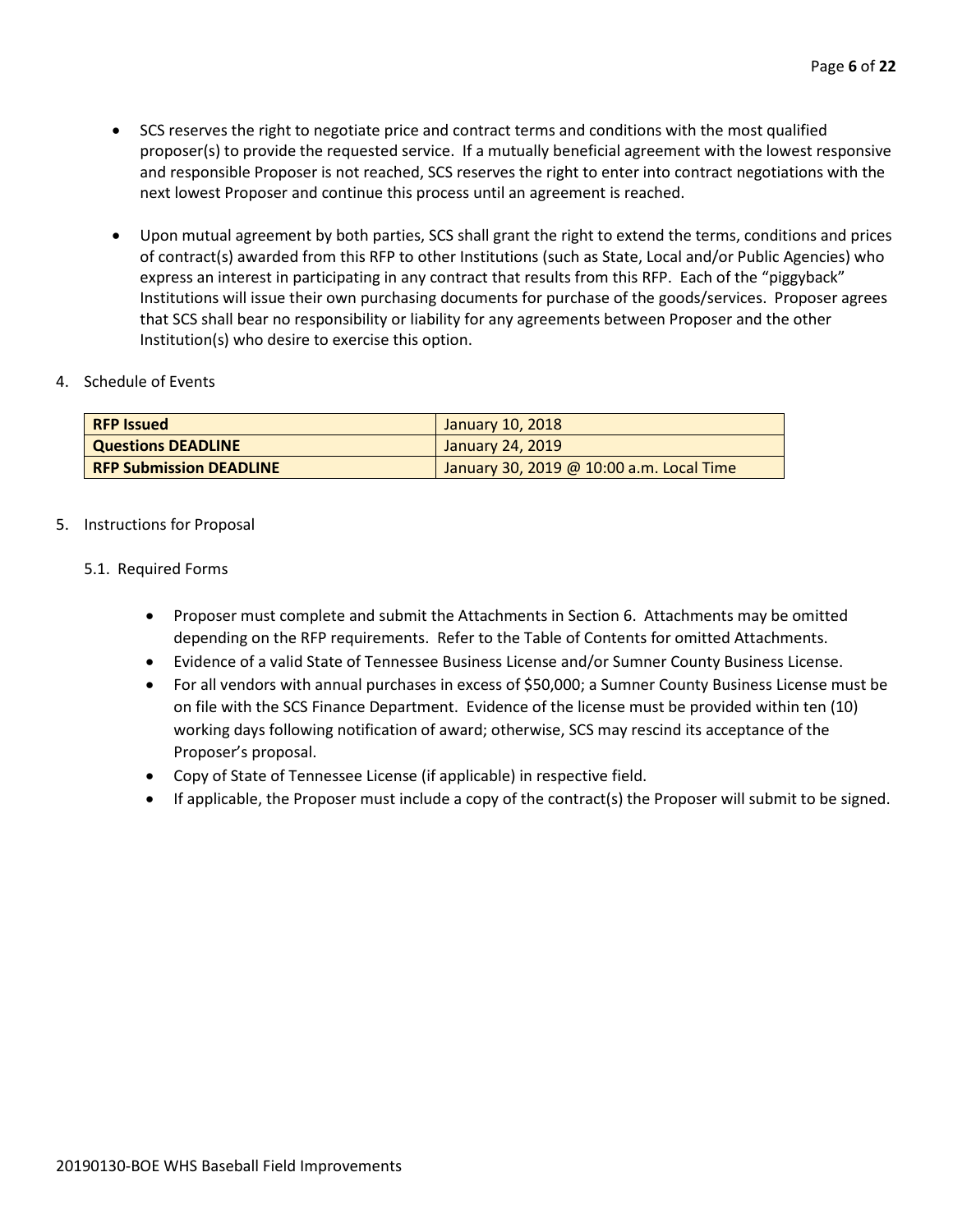- SCS reserves the right to negotiate price and contract terms and conditions with the most qualified proposer(s) to provide the requested service. If a mutually beneficial agreement with the lowest responsive and responsible Proposer is not reached, SCS reserves the right to enter into contract negotiations with the next lowest Proposer and continue this process until an agreement is reached.

- Upon mutual agreement by both parties, SCS shall grant the right to extend the terms, conditions and prices of contract(s) awarded from this RFP to other Institutions (such as State, Local and/or Public Agencies) who express an interest in participating in any contract that results from this RFP. Each of the "piggyback" Institutions will issue their own purchasing documents for purchase of the goods/services. Proposer agrees that SCS shall bear no responsibility or liability for any agreements between Proposer and the other Institution(s) who desire to exercise this option.

4. Schedule of Events

| **RFP Issued** | January 10, 2018 |
|---|---|
| **Questions DEADLINE** | January 24, 2019 |
| **RFP Submission DEADLINE** | January 30, 2019 @ 10:00 a.m. Local Time |

5. Instructions for Proposal

   5.1. Required Forms

   - Proposer must complete and submit the Attachments in Section 6. Attachments may be omitted depending on the RFP requirements. Refer to the Table of Contents for omitted Attachments.
   - Evidence of a valid State of Tennessee Business License and/or Sumner County Business License.
   - For all vendors with annual purchases in excess of $50,000; a Sumner County Business License must be on file with the SCS Finance Department. Evidence of the license must be provided within ten (10) working days following notification of award; otherwise, SCS may rescind its acceptance of the Proposer's proposal.
   - Copy of State of Tennessee License (if applicable) in respective field.
   - If applicable, the Proposer must include a copy of the contract(s) the Proposer will submit to be signed.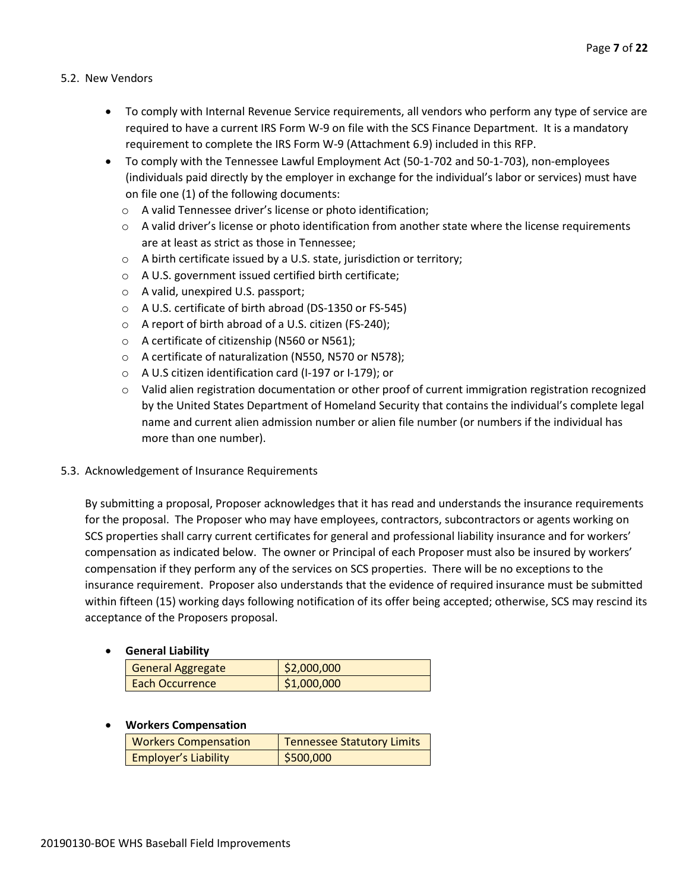### 5.2. New Vendors

- To comply with Internal Revenue Service requirements, all vendors who perform any type of service are required to have a current IRS Form W-9 on file with the SCS Finance Department. It is a mandatory requirement to complete the IRS Form W-9 (Attachment 6.9) included in this RFP.
- To comply with the Tennessee Lawful Employment Act (50-1-702 and 50-1-703), non-employees (individuals paid directly by the employer in exchange for the individual's labor or services) must have on file one (1) of the following documents:
  - A valid Tennessee driver's license or photo identification;
  - A valid driver's license or photo identification from another state where the license requirements are at least as strict as those in Tennessee;
  - A birth certificate issued by a U.S. state, jurisdiction or territory;
  - A U.S. government issued certified birth certificate;
  - A valid, unexpired U.S. passport;
  - A U.S. certificate of birth abroad (DS-1350 or FS-545)
  - A report of birth abroad of a U.S. citizen (FS-240);
  - A certificate of citizenship (N560 or N561);
  - A certificate of naturalization (N550, N570 or N578);
  - A U.S citizen identification card (I-197 or I-179); or
  - Valid alien registration documentation or other proof of current immigration registration recognized by the United States Department of Homeland Security that contains the individual's complete legal name and current alien admission number or alien file number (or numbers if the individual has more than one number).

### 5.3. Acknowledgement of Insurance Requirements

By submitting a proposal, Proposer acknowledges that it has read and understands the insurance requirements for the proposal. The Proposer who may have employees, contractors, subcontractors or agents working on SCS properties shall carry current certificates for general and professional liability insurance and for workers' compensation as indicated below. The owner or Principal of each Proposer must also be insured by workers' compensation if they perform any of the services on SCS properties. There will be no exceptions to the insurance requirement. Proposer also understands that the evidence of required insurance must be submitted within fifteen (15) working days following notification of its offer being accepted; otherwise, SCS may rescind its acceptance of the Proposers proposal.

- **General Liability**

| General Aggregate | $2,000,000 |
|---|---|
| Each Occurrence | $1,000,000 |

- **Workers Compensation**

| Workers Compensation | Tennessee Statutory Limits |
|---|---|
| Employer's Liability | $500,000 |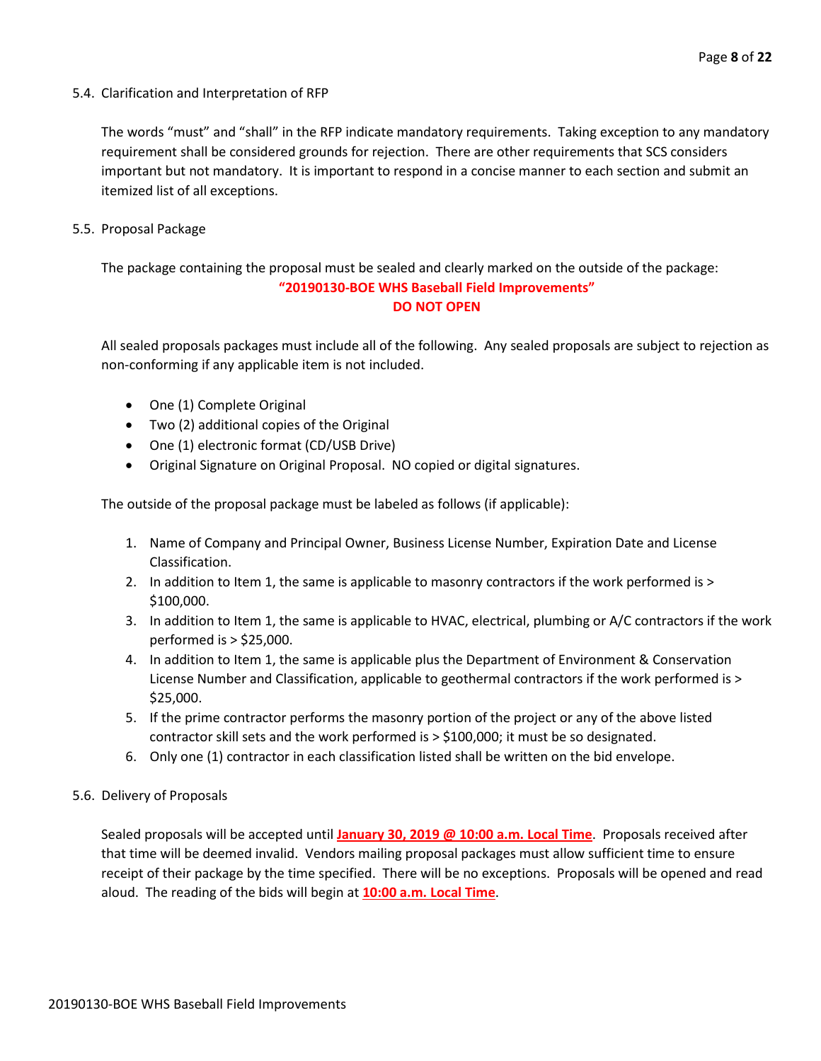5.4. Clarification and Interpretation of RFP

The words "must" and "shall" in the RFP indicate mandatory requirements. Taking exception to any mandatory requirement shall be considered grounds for rejection. There are other requirements that SCS considers important but not mandatory. It is important to respond in a concise manner to each section and submit an itemized list of all exceptions.

5.5. Proposal Package

The package containing the proposal must be sealed and clearly marked on the outside of the package:

**"20190130-BOE WHS Baseball Field Improvements"**
**DO NOT OPEN**

All sealed proposals packages must include all of the following. Any sealed proposals are subject to rejection as non-conforming if any applicable item is not included.

- One (1) Complete Original
- Two (2) additional copies of the Original
- One (1) electronic format (CD/USB Drive)
- Original Signature on Original Proposal. NO copied or digital signatures.

The outside of the proposal package must be labeled as follows (if applicable):

1. Name of Company and Principal Owner, Business License Number, Expiration Date and License Classification.
2. In addition to Item 1, the same is applicable to masonry contractors if the work performed is > $100,000.
3. In addition to Item 1, the same is applicable to HVAC, electrical, plumbing or A/C contractors if the work performed is > $25,000.
4. In addition to Item 1, the same is applicable plus the Department of Environment & Conservation License Number and Classification, applicable to geothermal contractors if the work performed is > $25,000.
5. If the prime contractor performs the masonry portion of the project or any of the above listed contractor skill sets and the work performed is > $100,000; it must be so designated.
6. Only one (1) contractor in each classification listed shall be written on the bid envelope.

5.6. Delivery of Proposals

Sealed proposals will be accepted until **January 30, 2019 @ 10:00 a.m. Local Time**. Proposals received after that time will be deemed invalid. Vendors mailing proposal packages must allow sufficient time to ensure receipt of their package by the time specified. There will be no exceptions. Proposals will be opened and read aloud. The reading of the bids will begin at **10:00 a.m. Local Time**.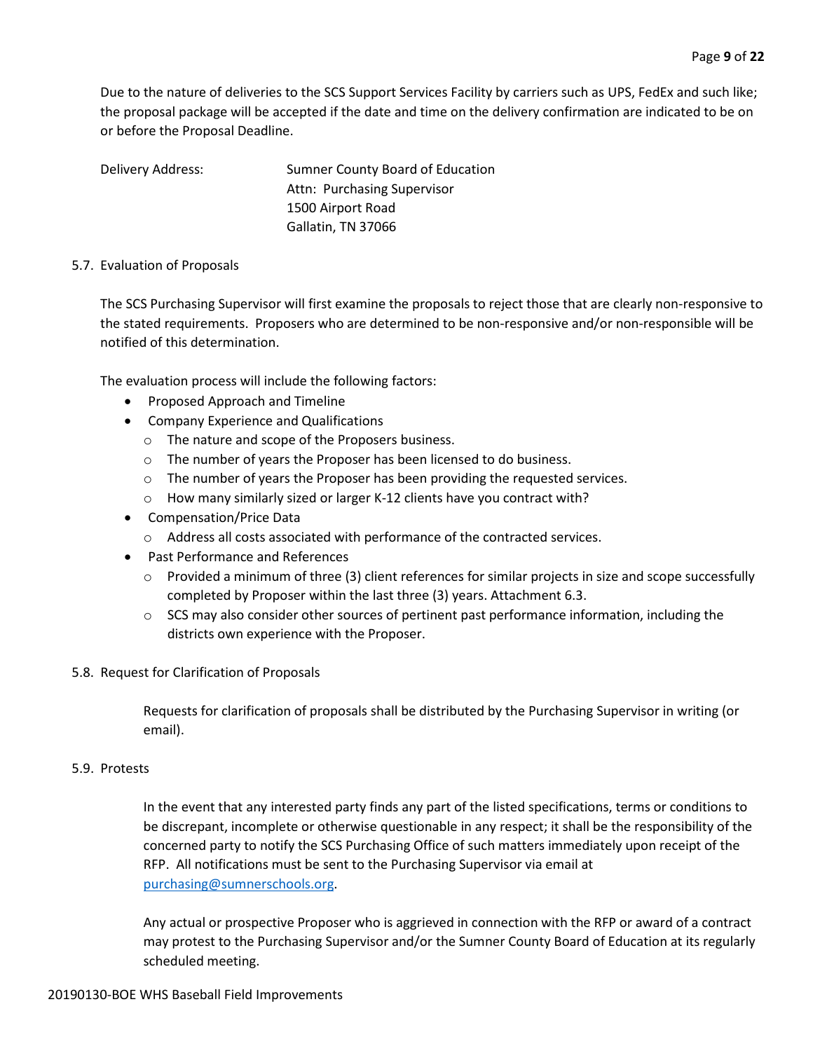Due to the nature of deliveries to the SCS Support Services Facility by carriers such as UPS, FedEx and such like; the proposal package will be accepted if the date and time on the delivery confirmation are indicated to be on or before the Proposal Deadline.

Delivery Address: Sumner County Board of Education
Attn: Purchasing Supervisor
1500 Airport Road
Gallatin, TN 37066

5.7. Evaluation of Proposals

The SCS Purchasing Supervisor will first examine the proposals to reject those that are clearly non-responsive to the stated requirements. Proposers who are determined to be non-responsive and/or non-responsible will be notified of this determination.

The evaluation process will include the following factors:

- Proposed Approach and Timeline
- Company Experience and Qualifications
  - The nature and scope of the Proposers business.
  - The number of years the Proposer has been licensed to do business.
  - The number of years the Proposer has been providing the requested services.
  - How many similarly sized or larger K-12 clients have you contract with?
- Compensation/Price Data
  - Address all costs associated with performance of the contracted services.
- Past Performance and References
  - Provided a minimum of three (3) client references for similar projects in size and scope successfully completed by Proposer within the last three (3) years. Attachment 6.3.
  - SCS may also consider other sources of pertinent past performance information, including the districts own experience with the Proposer.

5.8. Request for Clarification of Proposals

Requests for clarification of proposals shall be distributed by the Purchasing Supervisor in writing (or email).

5.9. Protests

In the event that any interested party finds any part of the listed specifications, terms or conditions to be discrepant, incomplete or otherwise questionable in any respect; it shall be the responsibility of the concerned party to notify the SCS Purchasing Office of such matters immediately upon receipt of the RFP. All notifications must be sent to the Purchasing Supervisor via email at purchasing@sumnerschools.org.

Any actual or prospective Proposer who is aggrieved in connection with the RFP or award of a contract may protest to the Purchasing Supervisor and/or the Sumner County Board of Education at its regularly scheduled meeting.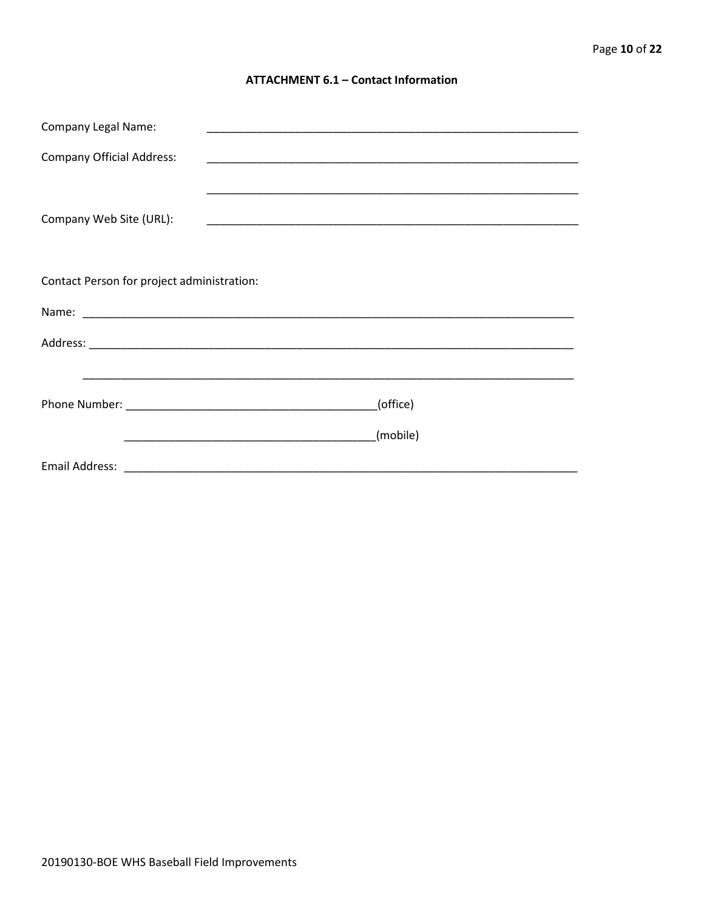## ATTACHMENT 6.1 – Contact Information

Company Legal Name: ____________________________________________________________

Company Official Address: ____________________________________________________________

____________________________________________________________

Company Web Site (URL): ____________________________________________________________

Contact Person for project administration:

Name: ________________________________________________________________________________

Address: ______________________________________________________________________________

________________________________________________________________________________

Phone Number: ________________________________________(office)

________________________________________(mobile)

Email Address: ___________________________________________________________________________

20190130-BOE WHS Baseball Field Improvements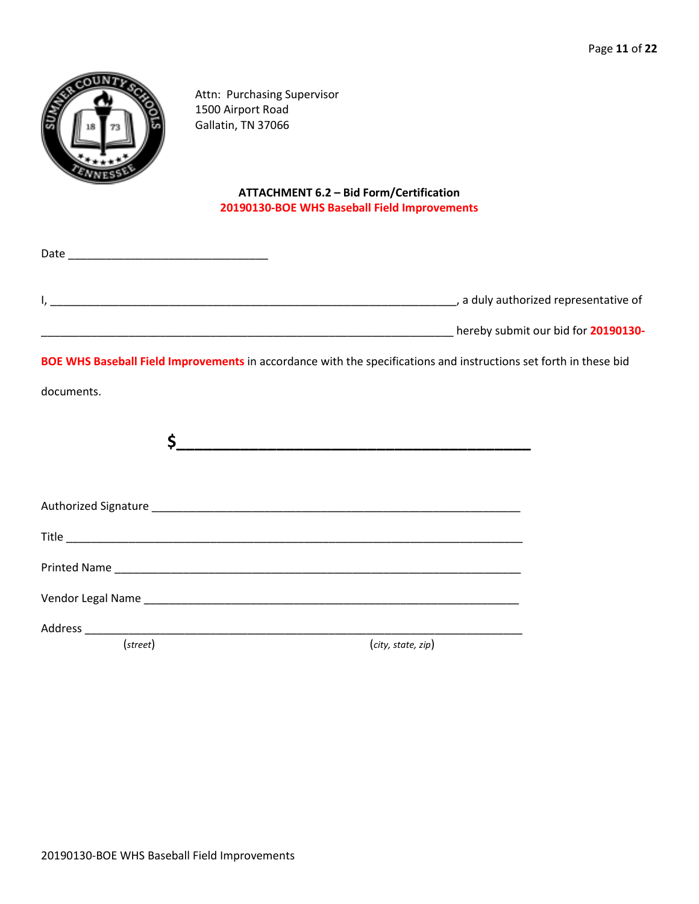Attn: Purchasing Supervisor
1500 Airport Road
Gallatin, TN 37066

**ATTACHMENT 6.2 – Bid Form/Certification**
**20190130-BOE WHS Baseball Field Improvements**

Date ________________________________

I, __________________________________________________________________, a duly authorized representative of

__________________________________________________________________ hereby submit our bid for **20190130-BOE WHS Baseball Field Improvements** in accordance with the specifications and instructions set forth in these bid documents.

**$______________________________________**

Authorized Signature ___________________________________________________________

Title ________________________________________________________________________

Printed Name _________________________________________________________________

Vendor Legal Name ____________________________________________________________

Address ______________________________________________________________________
(*street*) (*city, state, zip*)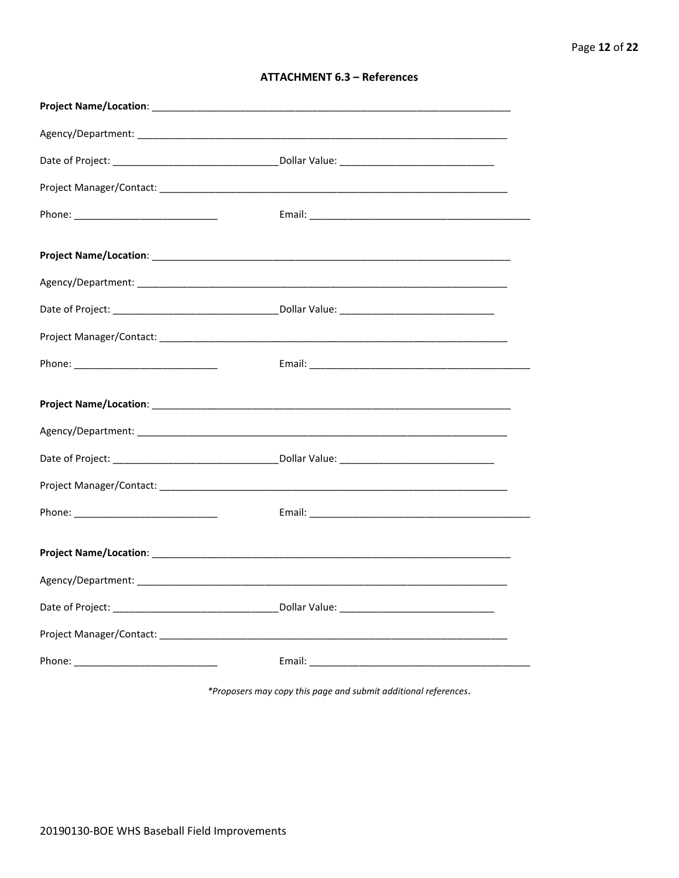### ATTACHMENT 6.3 – References

**Project Name/Location**: ___________________________________________________________________

Agency/Department: ____________________________________________________________________

Date of Project: ______________________________ Dollar Value: ____________________________

Project Manager/Contact: _________________________________________________________________

Phone: __________________________ Email: _________________________________________

**Project Name/Location**: ___________________________________________________________________

Agency/Department: ____________________________________________________________________

Date of Project: ______________________________ Dollar Value: ____________________________

Project Manager/Contact: _________________________________________________________________

Phone: __________________________ Email: _________________________________________

**Project Name/Location**: ___________________________________________________________________

Agency/Department: ____________________________________________________________________

Date of Project: ______________________________ Dollar Value: ____________________________

Project Manager/Contact: _________________________________________________________________

Phone: __________________________ Email: _________________________________________

**Project Name/Location**: ___________________________________________________________________

Agency/Department: ____________________________________________________________________

Date of Project: ______________________________ Dollar Value: ____________________________

Project Manager/Contact: _________________________________________________________________

Phone: __________________________ Email: _________________________________________

*\*Proposers may copy this page and submit additional references.*

20190130-BOE WHS Baseball Field Improvements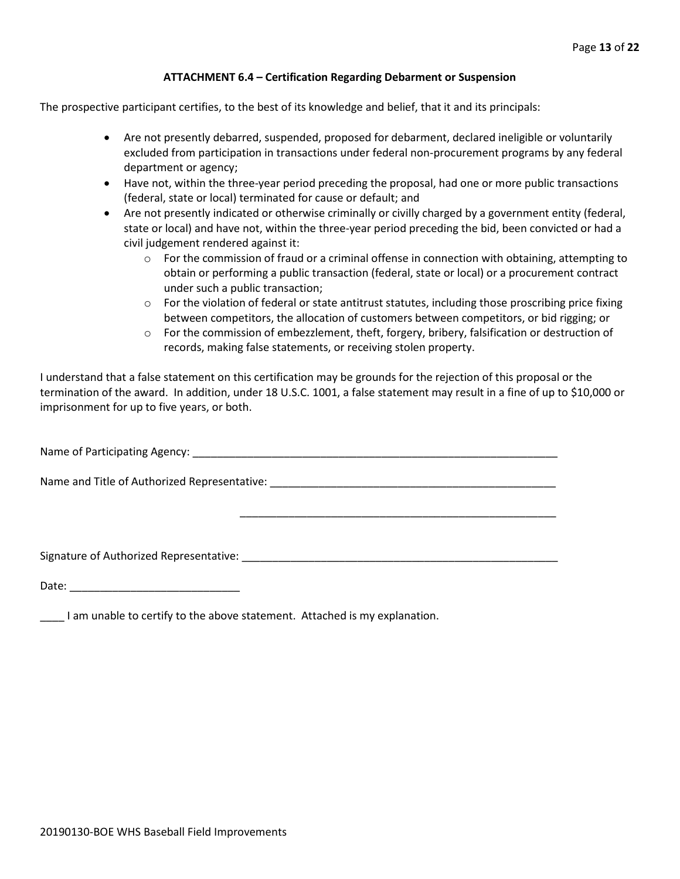## ATTACHMENT 6.4 – Certification Regarding Debarment or Suspension

The prospective participant certifies, to the best of its knowledge and belief, that it and its principals:

- Are not presently debarred, suspended, proposed for debarment, declared ineligible or voluntarily excluded from participation in transactions under federal non-procurement programs by any federal department or agency;
- Have not, within the three-year period preceding the proposal, had one or more public transactions (federal, state or local) terminated for cause or default; and
- Are not presently indicated or otherwise criminally or civilly charged by a government entity (federal, state or local) and have not, within the three-year period preceding the bid, been convicted or had a civil judgement rendered against it:
  - For the commission of fraud or a criminal offense in connection with obtaining, attempting to obtain or performing a public transaction (federal, state or local) or a procurement contract under such a public transaction;
  - For the violation of federal or state antitrust statutes, including those proscribing price fixing between competitors, the allocation of customers between competitors, or bid rigging; or
  - For the commission of embezzlement, theft, forgery, bribery, falsification or destruction of records, making false statements, or receiving stolen property.

I understand that a false statement on this certification may be grounds for the rejection of this proposal or the termination of the award. In addition, under 18 U.S.C. 1001, a false statement may result in a fine of up to $10,000 or imprisonment for up to five years, or both.

Name of Participating Agency: ______________________________________________________________

Name and Title of Authorized Representative: _____________________________________________

_____________________________________________

Signature of Authorized Representative: __________________________________________________

Date: ____________________________

____ I am unable to certify to the above statement. Attached is my explanation.

20190130-BOE WHS Baseball Field Improvements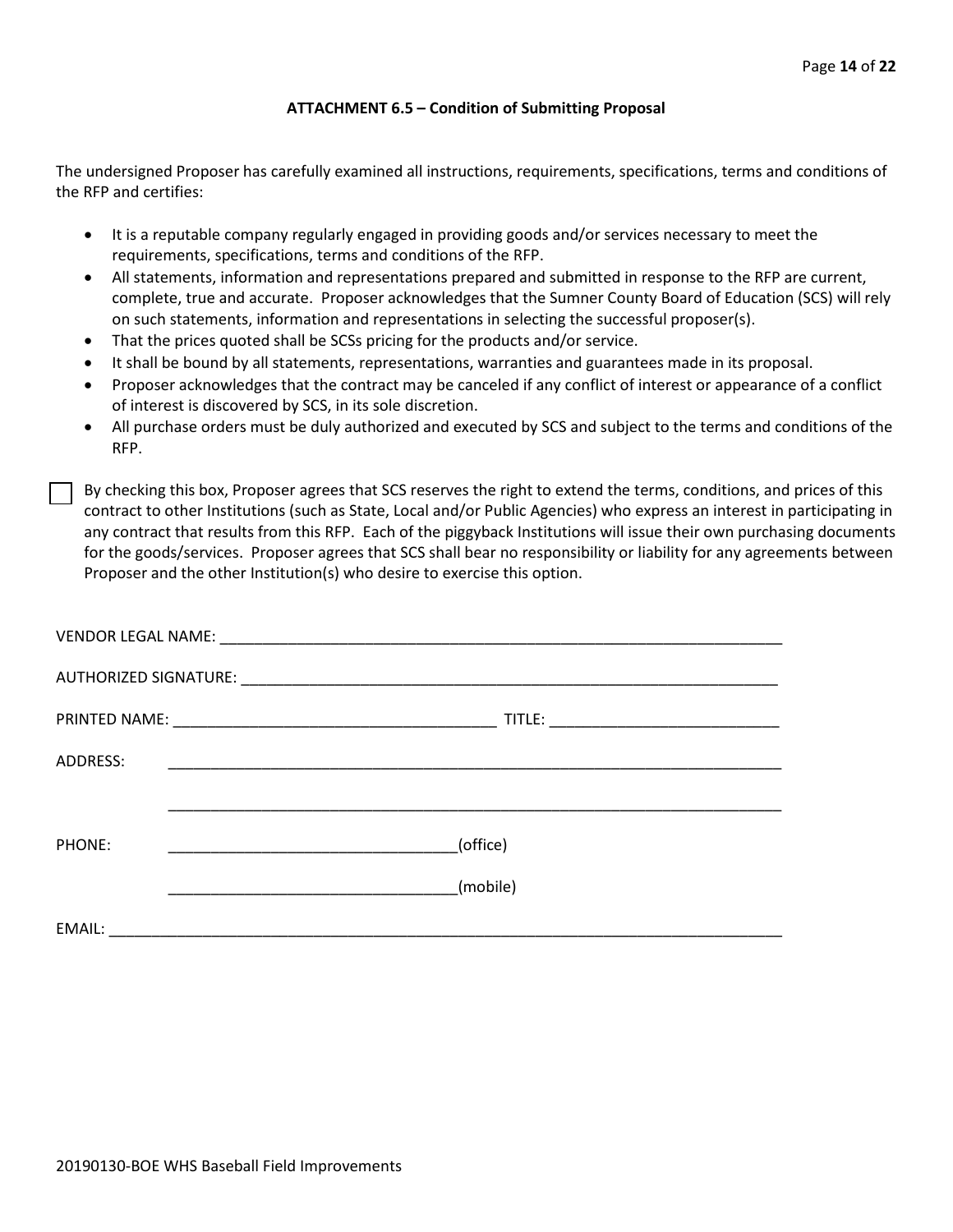### ATTACHMENT 6.5 – Condition of Submitting Proposal

The undersigned Proposer has carefully examined all instructions, requirements, specifications, terms and conditions of the RFP and certifies:

- It is a reputable company regularly engaged in providing goods and/or services necessary to meet the requirements, specifications, terms and conditions of the RFP.
- All statements, information and representations prepared and submitted in response to the RFP are current, complete, true and accurate. Proposer acknowledges that the Sumner County Board of Education (SCS) will rely on such statements, information and representations in selecting the successful proposer(s).
- That the prices quoted shall be SCSs pricing for the products and/or service.
- It shall be bound by all statements, representations, warranties and guarantees made in its proposal.
- Proposer acknowledges that the contract may be canceled if any conflict of interest or appearance of a conflict of interest is discovered by SCS, in its sole discretion.
- All purchase orders must be duly authorized and executed by SCS and subject to the terms and conditions of the RFP.

☐ By checking this box, Proposer agrees that SCS reserves the right to extend the terms, conditions, and prices of this contract to other Institutions (such as State, Local and/or Public Agencies) who express an interest in participating in any contract that results from this RFP. Each of the piggyback Institutions will issue their own purchasing documents for the goods/services. Proposer agrees that SCS shall bear no responsibility or liability for any agreements between Proposer and the other Institution(s) who desire to exercise this option.

VENDOR LEGAL NAME: ______________________________________________________________________

AUTHORIZED SIGNATURE: ___________________________________________________________________

PRINTED NAME: ______________________________________ TITLE: ___________________________

ADDRESS: ______________________________________________________________________________

______________________________________________________________________________

PHONE: __________________________________(office)

__________________________________(mobile)

EMAIL: ________________________________________________________________________________

20190130-BOE WHS Baseball Field Improvements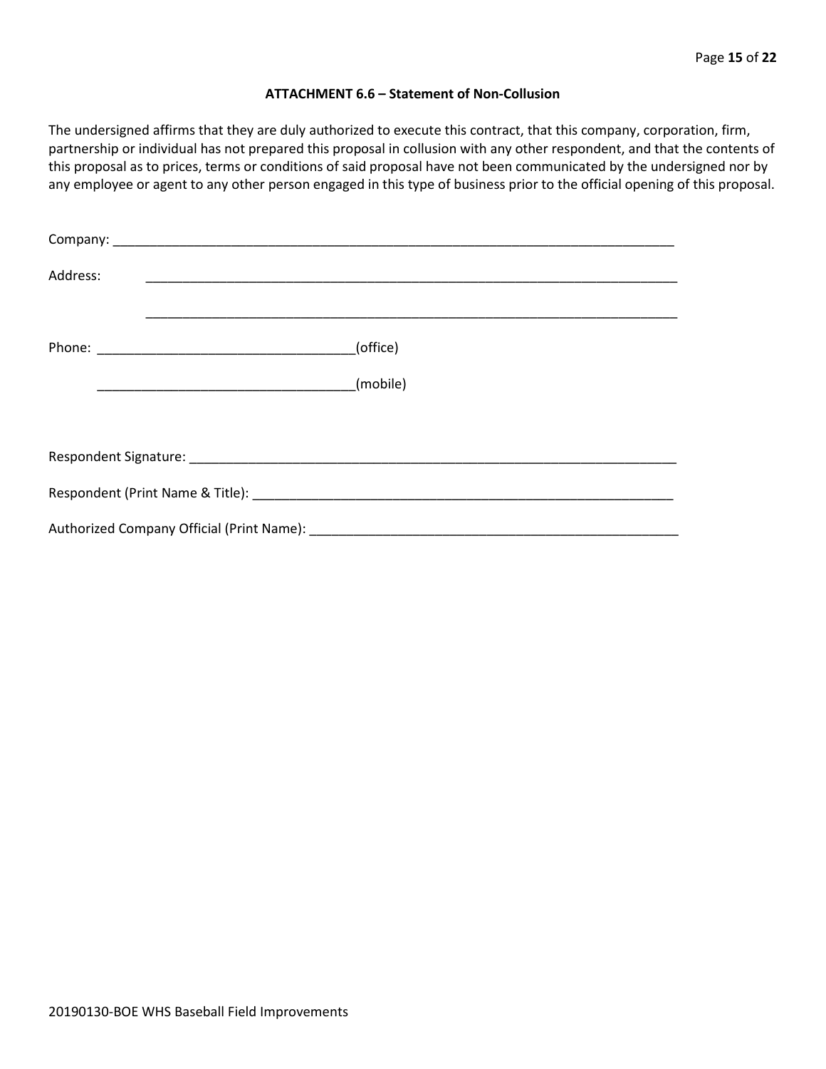**ATTACHMENT 6.6 – Statement of Non-Collusion**

The undersigned affirms that they are duly authorized to execute this contract, that this company, corporation, firm, partnership or individual has not prepared this proposal in collusion with any other respondent, and that the contents of this proposal as to prices, terms or conditions of said proposal have not been communicated by the undersigned nor by any employee or agent to any other person engaged in this type of business prior to the official opening of this proposal.

Company: ______________________________________________________________________________

Address: ______________________________________________________________________________

______________________________________________________________________________

Phone: ___________________________________(office)

___________________________________(mobile)

Respondent Signature: _____________________________________________________________________

Respondent (Print Name & Title): ____________________________________________________________

Authorized Company Official (Print Name): ____________________________________________________

20190130-BOE WHS Baseball Field Improvements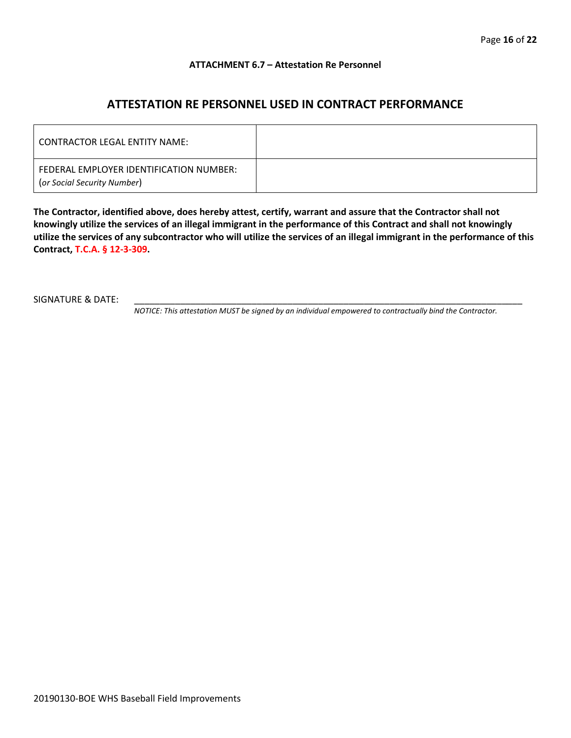**ATTACHMENT 6.7 – Attestation Re Personnel**

## ATTESTATION RE PERSONNEL USED IN CONTRACT PERFORMANCE

| CONTRACTOR LEGAL ENTITY NAME: | |
|---|---|
| FEDERAL EMPLOYER IDENTIFICATION NUMBER: (*or Social Security Number*) | |

**The Contractor, identified above, does hereby attest, certify, warrant and assure that the Contractor shall not knowingly utilize the services of an illegal immigrant in the performance of this Contract and shall not knowingly utilize the services of any subcontractor who will utilize the services of an illegal immigrant in the performance of this Contract, T.C.A. § 12-3-309.**

SIGNATURE & DATE: ______________________________________________________________________

*NOTICE: This attestation MUST be signed by an individual empowered to contractually bind the Contractor.*

20190130-BOE WHS Baseball Field Improvements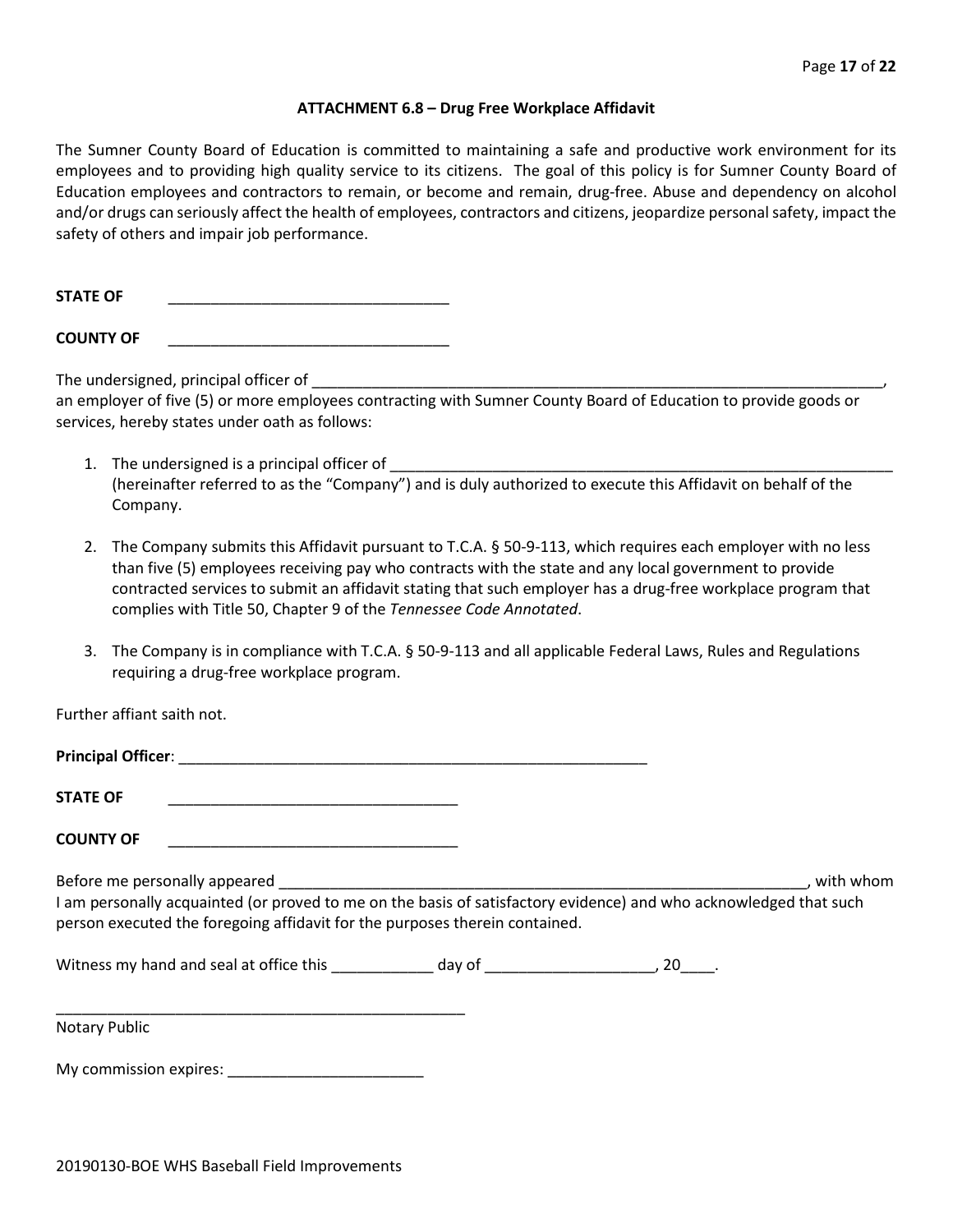### ATTACHMENT 6.8 – Drug Free Workplace Affidavit

The Sumner County Board of Education is committed to maintaining a safe and productive work environment for its employees and to providing high quality service to its citizens. The goal of this policy is for Sumner County Board of Education employees and contractors to remain, or become and remain, drug-free. Abuse and dependency on alcohol and/or drugs can seriously affect the health of employees, contractors and citizens, jeopardize personal safety, impact the safety of others and impair job performance.

**STATE OF** ________________________________

**COUNTY OF** ________________________________

The undersigned, principal officer of ______________________________________________________________________, an employer of five (5) or more employees contracting with Sumner County Board of Education to provide goods or services, hereby states under oath as follows:

1. The undersigned is a principal officer of ____________________________________________________________ (hereinafter referred to as the "Company") and is duly authorized to execute this Affidavit on behalf of the Company.

2. The Company submits this Affidavit pursuant to T.C.A. § 50-9-113, which requires each employer with no less than five (5) employees receiving pay who contracts with the state and any local government to provide contracted services to submit an affidavit stating that such employer has a drug-free workplace program that complies with Title 50, Chapter 9 of the *Tennessee Code Annotated*.

3. The Company is in compliance with T.C.A. § 50-9-113 and all applicable Federal Laws, Rules and Regulations requiring a drug-free workplace program.

Further affiant saith not.

**Principal Officer**: ______________________________________________________

**STATE OF** __________________________________

**COUNTY OF** __________________________________

Before me personally appeared ____________________________________________________________, with whom I am personally acquainted (or proved to me on the basis of satisfactory evidence) and who acknowledged that such person executed the foregoing affidavit for the purposes therein contained.

Witness my hand and seal at office this ____________ day of ____________________, 20____.

__________________________________________________

Notary Public

My commission expires: _______________________

20190130-BOE WHS Baseball Field Improvements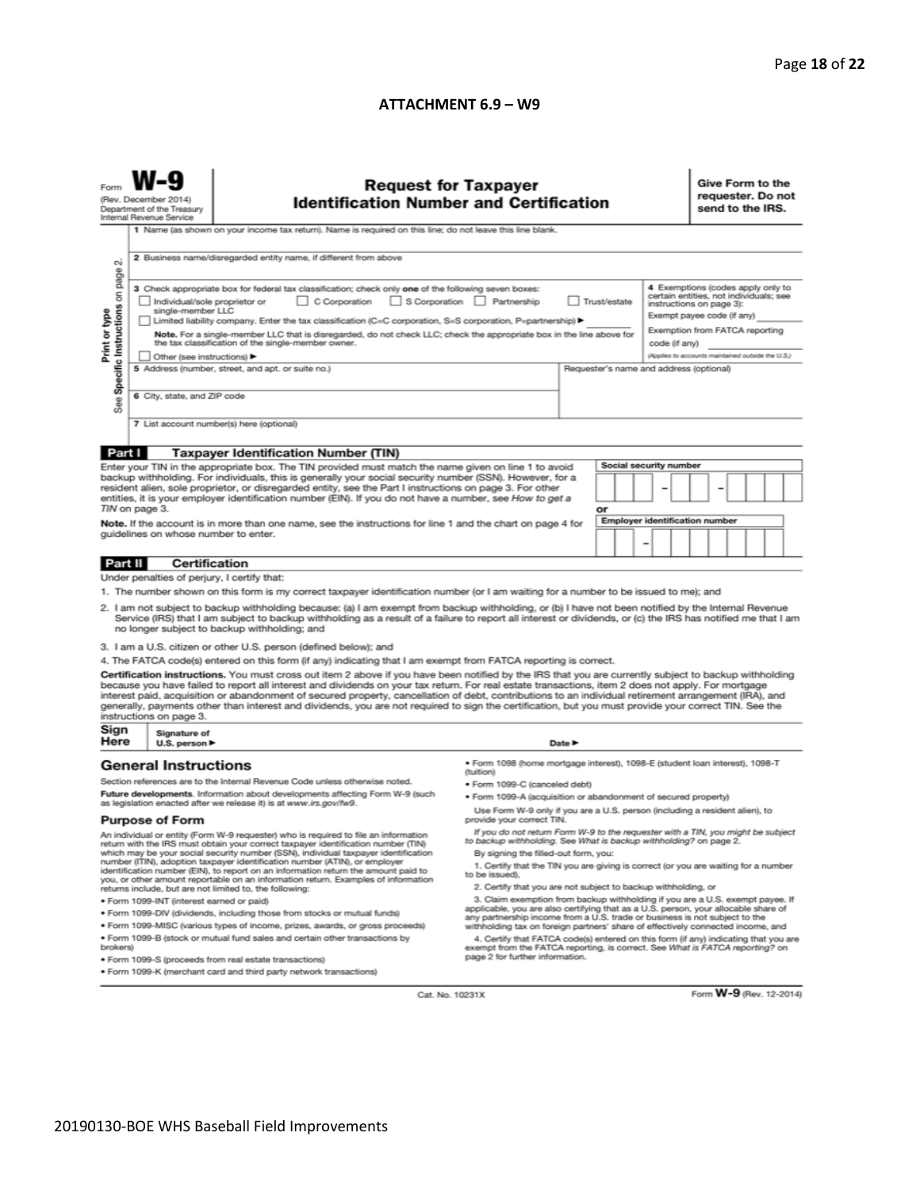## ATTACHMENT 6.9 – W9

Form **W-9**
(Rev. December 2014)
Department of the Treasury
Internal Revenue Service

# Request for Taxpayer Identification Number and Certification

**Give Form to the requester. Do not send to the IRS.**

Print or type
See Specific Instructions on page 2.

1 Name (as shown on your income tax return). Name is required on this line; do not leave this line blank.

2 Business name/disregarded entity name, if different from above

3 Check appropriate box for federal tax classification; check only **one** of the following seven boxes:

☐ Individual/sole proprietor or single-member LLC ☐ C Corporation ☐ S Corporation ☐ Partnership ☐ Trust/estate

☐ Limited liability company. Enter the tax classification (C=C corporation, S=S corporation, P=partnership) ▶ ________

**Note.** For a single-member LLC that is disregarded, do not check LLC; check the appropriate box in the line above for the tax classification of the single-member owner.

☐ Other (see instructions) ▶

4 Exemptions (codes apply only to certain entities, not individuals; see instructions on page 3):

Exempt payee code (if any) ________

Exemption from FATCA reporting code (if any) ________

(Applies to accounts maintained outside the U.S.)

5 Address (number, street, and apt. or suite no.)

Requester's name and address (optional)

6 City, state, and ZIP code

7 List account number(s) here (optional)

## Part I Taxpayer Identification Number (TIN)

Enter your TIN in the appropriate box. The TIN provided must match the name given on line 1 to avoid backup withholding. For individuals, this is generally your social security number (SSN). However, for a resident alien, sole proprietor, or disregarded entity, see the Part I instructions on page 3. For other entities, it is your employer identification number (EIN). If you do not have a number, see *How to get a TIN* on page 3.

**Note.** If the account is in more than one name, see the instructions for line 1 and the chart on page 4 for guidelines on whose number to enter.

Social security number: ☐☐☐ – ☐☐ – ☐☐☐☐

or

Employer identification number: ☐☐ – ☐☐☐☐☐☐☐

## Part II Certification

Under penalties of perjury, I certify that:

1. The number shown on this form is my correct taxpayer identification number (or I am waiting for a number to be issued to me); and
2. I am not subject to backup withholding because: (a) I am exempt from backup withholding, or (b) I have not been notified by the Internal Revenue Service (IRS) that I am subject to backup withholding as a result of a failure to report all interest or dividends, or (c) the IRS has notified me that I am no longer subject to backup withholding; and
3. I am a U.S. citizen or other U.S. person (defined below); and
4. The FATCA code(s) entered on this form (if any) indicating that I am exempt from FATCA reporting is correct.

**Certification instructions.** You must cross out item 2 above if you have been notified by the IRS that you are currently subject to backup withholding because you have failed to report all interest and dividends on your tax return. For real estate transactions, item 2 does not apply. For mortgage interest paid, acquisition or abandonment of secured property, cancellation of debt, contributions to an individual retirement arrangement (IRA), and generally, payments other than interest and dividends, you are not required to sign the certification, but you must provide your correct TIN. See the instructions on page 3.

**Sign Here** Signature of U.S. person ▶ Date ▶

## General Instructions

Section references are to the Internal Revenue Code unless otherwise noted.

**Future developments.** Information about developments affecting Form W-9 (such as legislation enacted after we release it) is at *www.irs.gov/fw9*.

### Purpose of Form

An individual or entity (Form W-9 requester) who is required to file an information return with the IRS must obtain your correct taxpayer identification number (TIN) which may be your social security number (SSN), individual taxpayer identification number (ITIN), adoption taxpayer identification number (ATIN), or employer identification number (EIN), to report on an information return the amount paid to you, or other amount reportable on an information return. Examples of information returns include, but are not limited to, the following:

- Form 1099-INT (interest earned or paid)
- Form 1099-DIV (dividends, including those from stocks or mutual funds)
- Form 1099-MISC (various types of income, prizes, awards, or gross proceeds)
- Form 1099-B (stock or mutual fund sales and certain other transactions by brokers)
- Form 1099-S (proceeds from real estate transactions)
- Form 1099-K (merchant card and third party network transactions)
- Form 1098 (home mortgage interest), 1098-E (student loan interest), 1098-T (tuition)
- Form 1099-C (canceled debt)
- Form 1099-A (acquisition or abandonment of secured property)

Use Form W-9 only if you are a U.S. person (including a resident alien), to provide your correct TIN.

*If you do not return Form W-9 to the requester with a TIN, you might be subject to backup withholding. See What is backup withholding? on page 2.*

By signing the filled-out form, you:

1. Certify that the TIN you are giving is correct (or you are waiting for a number to be issued),
2. Certify that you are not subject to backup withholding, or
3. Claim exemption from backup withholding if you are a U.S. exempt payee. If applicable, you are also certifying that as a U.S. person, your allocable share of any partnership income from a U.S. trade or business is not subject to the withholding tax on foreign partners' share of effectively connected income, and
4. Certify that FATCA code(s) entered on this form (if any) indicating that you are exempt from the FATCA reporting, is correct. See *What is FATCA reporting?* on page 2 for further information.

Cat. No. 10231X Form **W-9** (Rev. 12-2014)

20190130-BOE WHS Baseball Field Improvements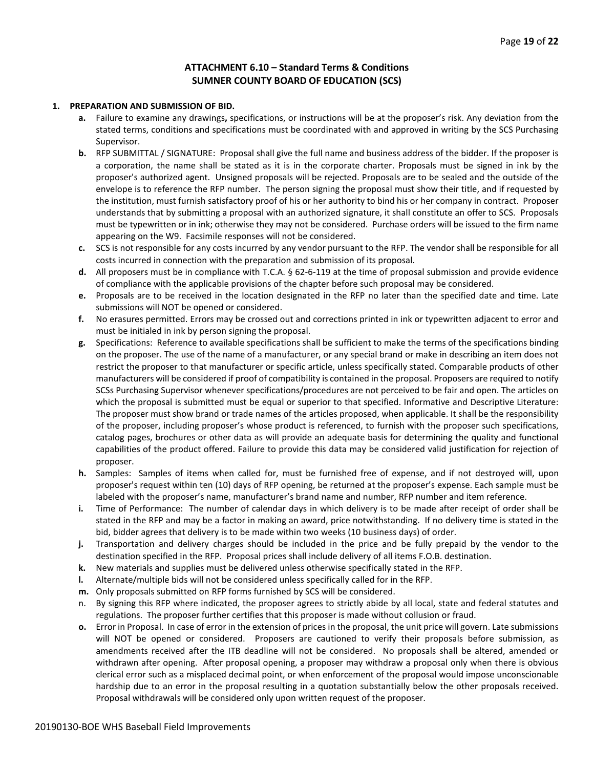**ATTACHMENT 6.10 – Standard Terms & Conditions**
**SUMNER COUNTY BOARD OF EDUCATION (SCS)**

1. **PREPARATION AND SUBMISSION OF BID.**
   - **a.** Failure to examine any drawings**,** specifications, or instructions will be at the proposer's risk. Any deviation from the stated terms, conditions and specifications must be coordinated with and approved in writing by the SCS Purchasing Supervisor.
   - **b.** RFP SUBMITTAL / SIGNATURE: Proposal shall give the full name and business address of the bidder. If the proposer is a corporation, the name shall be stated as it is in the corporate charter. Proposals must be signed in ink by the proposer's authorized agent. Unsigned proposals will be rejected. Proposals are to be sealed and the outside of the envelope is to reference the RFP number. The person signing the proposal must show their title, and if requested by the institution, must furnish satisfactory proof of his or her authority to bind his or her company in contract. Proposer understands that by submitting a proposal with an authorized signature, it shall constitute an offer to SCS. Proposals must be typewritten or in ink; otherwise they may not be considered. Purchase orders will be issued to the firm name appearing on the W9. Facsimile responses will not be considered.
   - **c.** SCS is not responsible for any costs incurred by any vendor pursuant to the RFP. The vendor shall be responsible for all costs incurred in connection with the preparation and submission of its proposal.
   - **d.** All proposers must be in compliance with T.C.A. § 62-6-119 at the time of proposal submission and provide evidence of compliance with the applicable provisions of the chapter before such proposal may be considered.
   - **e.** Proposals are to be received in the location designated in the RFP no later than the specified date and time. Late submissions will NOT be opened or considered.
   - **f.** No erasures permitted. Errors may be crossed out and corrections printed in ink or typewritten adjacent to error and must be initialed in ink by person signing the proposal.
   - **g.** Specifications: Reference to available specifications shall be sufficient to make the terms of the specifications binding on the proposer. The use of the name of a manufacturer, or any special brand or make in describing an item does not restrict the proposer to that manufacturer or specific article, unless specifically stated. Comparable products of other manufacturers will be considered if proof of compatibility is contained in the proposal. Proposers are required to notify SCSs Purchasing Supervisor whenever specifications/procedures are not perceived to be fair and open. The articles on which the proposal is submitted must be equal or superior to that specified. Informative and Descriptive Literature: The proposer must show brand or trade names of the articles proposed, when applicable. It shall be the responsibility of the proposer, including proposer's whose product is referenced, to furnish with the proposer such specifications, catalog pages, brochures or other data as will provide an adequate basis for determining the quality and functional capabilities of the product offered. Failure to provide this data may be considered valid justification for rejection of proposer.
   - **h.** Samples: Samples of items when called for, must be furnished free of expense, and if not destroyed will, upon proposer's request within ten (10) days of RFP opening, be returned at the proposer's expense. Each sample must be labeled with the proposer's name, manufacturer's brand name and number, RFP number and item reference.
   - **i.** Time of Performance: The number of calendar days in which delivery is to be made after receipt of order shall be stated in the RFP and may be a factor in making an award, price notwithstanding. If no delivery time is stated in the bid, bidder agrees that delivery is to be made within two weeks (10 business days) of order.
   - **j.** Transportation and delivery charges should be included in the price and be fully prepaid by the vendor to the destination specified in the RFP. Proposal prices shall include delivery of all items F.O.B. destination.
   - **k.** New materials and supplies must be delivered unless otherwise specifically stated in the RFP.
   - **l.** Alternate/multiple bids will not be considered unless specifically called for in the RFP.
   - **m.** Only proposals submitted on RFP forms furnished by SCS will be considered.
   - n. By signing this RFP where indicated, the proposer agrees to strictly abide by all local, state and federal statutes and regulations. The proposer further certifies that this proposer is made without collusion or fraud.
   - **o.** Error in Proposal. In case of error in the extension of prices in the proposal, the unit price will govern. Late submissions will NOT be opened or considered. Proposers are cautioned to verify their proposals before submission, as amendments received after the ITB deadline will not be considered. No proposals shall be altered, amended or withdrawn after opening. After proposal opening, a proposer may withdraw a proposal only when there is obvious clerical error such as a misplaced decimal point, or when enforcement of the proposal would impose unconscionable hardship due to an error in the proposal resulting in a quotation substantially below the other proposals received. Proposal withdrawals will be considered only upon written request of the proposer.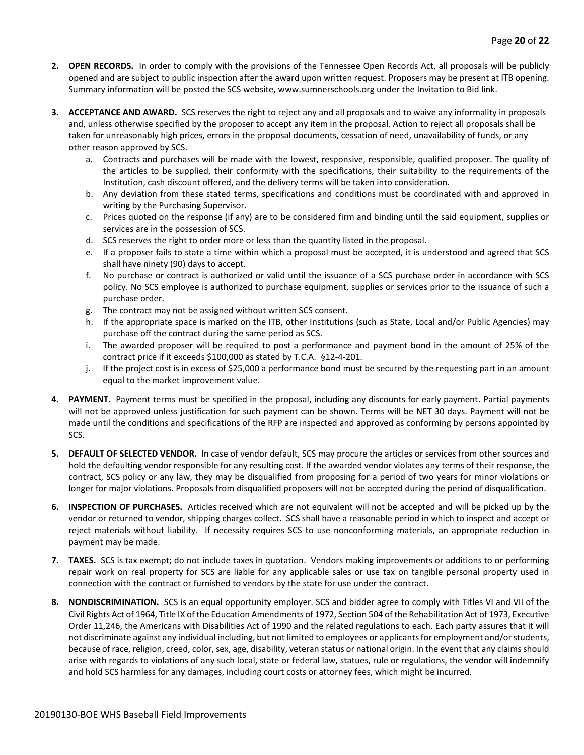2. **OPEN RECORDS.** In order to comply with the provisions of the Tennessee Open Records Act, all proposals will be publicly opened and are subject to public inspection after the award upon written request. Proposers may be present at ITB opening. Summary information will be posted the SCS website, www.sumnerschools.org under the Invitation to Bid link.

3. **ACCEPTANCE AND AWARD.** SCS reserves the right to reject any and all proposals and to waive any informality in proposals and, unless otherwise specified by the proposer to accept any item in the proposal. Action to reject all proposals shall be taken for unreasonably high prices, errors in the proposal documents, cessation of need, unavailability of funds, or any other reason approved by SCS.
   a. Contracts and purchases will be made with the lowest, responsive, responsible, qualified proposer. The quality of the articles to be supplied, their conformity with the specifications, their suitability to the requirements of the Institution, cash discount offered, and the delivery terms will be taken into consideration.
   b. Any deviation from these stated terms, specifications and conditions must be coordinated with and approved in writing by the Purchasing Supervisor.
   c. Prices quoted on the response (if any) are to be considered firm and binding until the said equipment, supplies or services are in the possession of SCS.
   d. SCS reserves the right to order more or less than the quantity listed in the proposal.
   e. If a proposer fails to state a time within which a proposal must be accepted, it is understood and agreed that SCS shall have ninety (90) days to accept.
   f. No purchase or contract is authorized or valid until the issuance of a SCS purchase order in accordance with SCS policy. No SCS employee is authorized to purchase equipment, supplies or services prior to the issuance of such a purchase order.
   g. The contract may not be assigned without written SCS consent.
   h. If the appropriate space is marked on the ITB, other Institutions (such as State, Local and/or Public Agencies) may purchase off the contract during the same period as SCS.
   i. The awarded proposer will be required to post a performance and payment bond in the amount of 25% of the contract price if it exceeds $100,000 as stated by T.C.A. §12-4-201.
   j. If the project cost is in excess of $25,000 a performance bond must be secured by the requesting part in an amount equal to the market improvement value.

4. **PAYMENT**. Payment terms must be specified in the proposal, including any discounts for early payment. Partial payments will not be approved unless justification for such payment can be shown. Terms will be NET 30 days. Payment will not be made until the conditions and specifications of the RFP are inspected and approved as conforming by persons appointed by SCS.

5. **DEFAULT OF SELECTED VENDOR.** In case of vendor default, SCS may procure the articles or services from other sources and hold the defaulting vendor responsible for any resulting cost. If the awarded vendor violates any terms of their response, the contract, SCS policy or any law, they may be disqualified from proposing for a period of two years for minor violations or longer for major violations. Proposals from disqualified proposers will not be accepted during the period of disqualification.

6. **INSPECTION OF PURCHASES.** Articles received which are not equivalent will not be accepted and will be picked up by the vendor or returned to vendor, shipping charges collect. SCS shall have a reasonable period in which to inspect and accept or reject materials without liability. If necessity requires SCS to use nonconforming materials, an appropriate reduction in payment may be made.

7. **TAXES.** SCS is tax exempt; do not include taxes in quotation. Vendors making improvements or additions to or performing repair work on real property for SCS are liable for any applicable sales or use tax on tangible personal property used in connection with the contract or furnished to vendors by the state for use under the contract.

8. **NONDISCRIMINATION.** SCS is an equal opportunity employer. SCS and bidder agree to comply with Titles VI and VII of the Civil Rights Act of 1964, Title IX of the Education Amendments of 1972, Section 504 of the Rehabilitation Act of 1973, Executive Order 11,246, the Americans with Disabilities Act of 1990 and the related regulations to each. Each party assures that it will not discriminate against any individual including, but not limited to employees or applicants for employment and/or students, because of race, religion, creed, color, sex, age, disability, veteran status or national origin. In the event that any claims should arise with regards to violations of any such local, state or federal law, statues, rule or regulations, the vendor will indemnify and hold SCS harmless for any damages, including court costs or attorney fees, which might be incurred.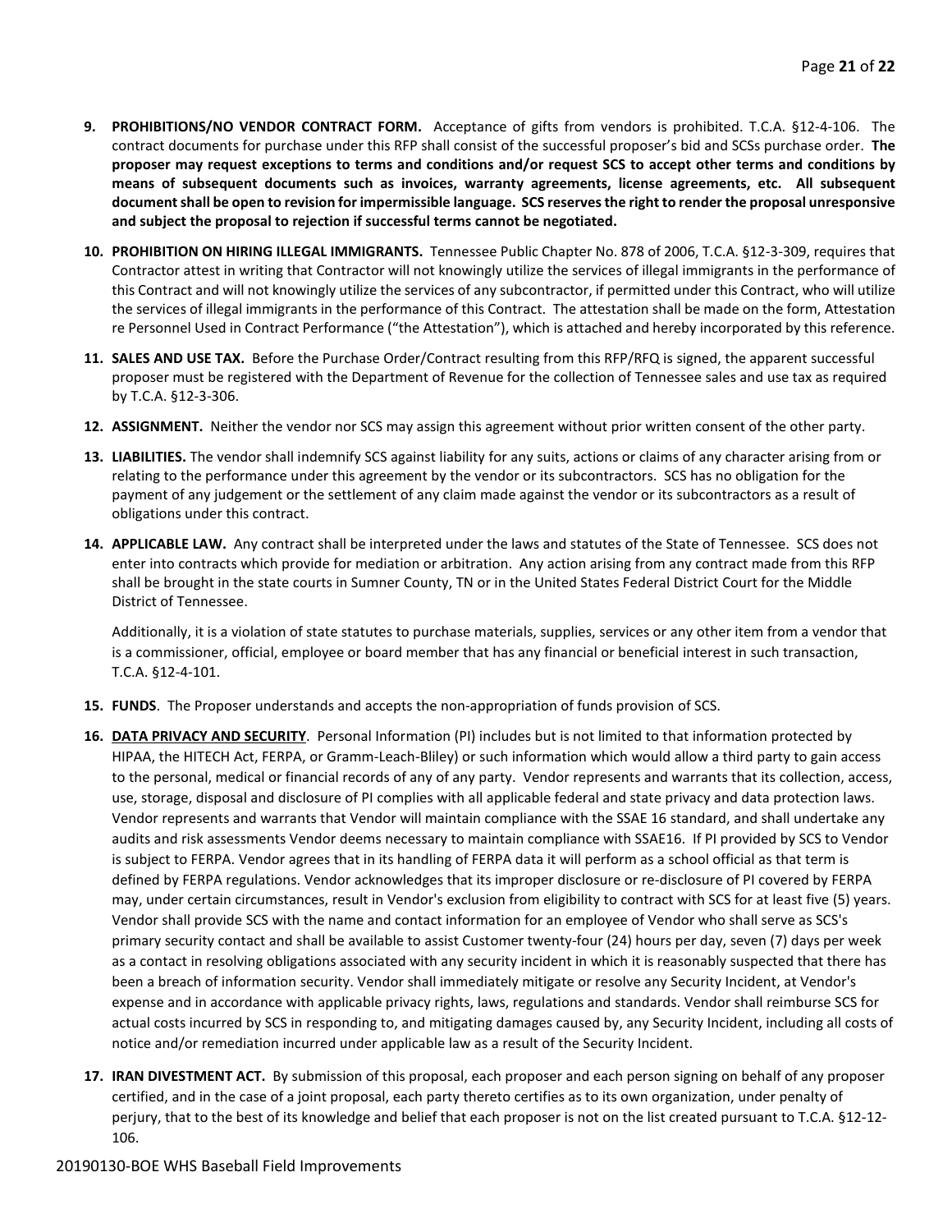9. **PROHIBITIONS/NO VENDOR CONTRACT FORM.** Acceptance of gifts from vendors is prohibited. T.C.A. §12-4-106. The contract documents for purchase under this RFP shall consist of the successful proposer's bid and SCSs purchase order. **The proposer may request exceptions to terms and conditions and/or request SCS to accept other terms and conditions by means of subsequent documents such as invoices, warranty agreements, license agreements, etc. All subsequent document shall be open to revision for impermissible language. SCS reserves the right to render the proposal unresponsive and subject the proposal to rejection if successful terms cannot be negotiated.**

10. **PROHIBITION ON HIRING ILLEGAL IMMIGRANTS.** Tennessee Public Chapter No. 878 of 2006, T.C.A. §12-3-309, requires that Contractor attest in writing that Contractor will not knowingly utilize the services of illegal immigrants in the performance of this Contract and will not knowingly utilize the services of any subcontractor, if permitted under this Contract, who will utilize the services of illegal immigrants in the performance of this Contract. The attestation shall be made on the form, Attestation re Personnel Used in Contract Performance ("the Attestation"), which is attached and hereby incorporated by this reference.

11. **SALES AND USE TAX.** Before the Purchase Order/Contract resulting from this RFP/RFQ is signed, the apparent successful proposer must be registered with the Department of Revenue for the collection of Tennessee sales and use tax as required by T.C.A. §12-3-306.

12. **ASSIGNMENT.** Neither the vendor nor SCS may assign this agreement without prior written consent of the other party.

13. **LIABILITIES.** The vendor shall indemnify SCS against liability for any suits, actions or claims of any character arising from or relating to the performance under this agreement by the vendor or its subcontractors. SCS has no obligation for the payment of any judgement or the settlement of any claim made against the vendor or its subcontractors as a result of obligations under this contract.

14. **APPLICABLE LAW.** Any contract shall be interpreted under the laws and statutes of the State of Tennessee. SCS does not enter into contracts which provide for mediation or arbitration. Any action arising from any contract made from this RFP shall be brought in the state courts in Sumner County, TN or in the United States Federal District Court for the Middle District of Tennessee.

    Additionally, it is a violation of state statutes to purchase materials, supplies, services or any other item from a vendor that is a commissioner, official, employee or board member that has any financial or beneficial interest in such transaction, T.C.A. §12-4-101.

15. **FUNDS**. The Proposer understands and accepts the non-appropriation of funds provision of SCS.

16. **<u>DATA PRIVACY AND SECURITY</u>**. Personal Information (PI) includes but is not limited to that information protected by HIPAA, the HITECH Act, FERPA, or Gramm-Leach-Bliley) or such information which would allow a third party to gain access to the personal, medical or financial records of any of any party. Vendor represents and warrants that its collection, access, use, storage, disposal and disclosure of PI complies with all applicable federal and state privacy and data protection laws. Vendor represents and warrants that Vendor will maintain compliance with the SSAE 16 standard, and shall undertake any audits and risk assessments Vendor deems necessary to maintain compliance with SSAE16. If PI provided by SCS to Vendor is subject to FERPA. Vendor agrees that in its handling of FERPA data it will perform as a school official as that term is defined by FERPA regulations. Vendor acknowledges that its improper disclosure or re-disclosure of PI covered by FERPA may, under certain circumstances, result in Vendor's exclusion from eligibility to contract with SCS for at least five (5) years. Vendor shall provide SCS with the name and contact information for an employee of Vendor who shall serve as SCS's primary security contact and shall be available to assist Customer twenty-four (24) hours per day, seven (7) days per week as a contact in resolving obligations associated with any security incident in which it is reasonably suspected that there has been a breach of information security. Vendor shall immediately mitigate or resolve any Security Incident, at Vendor's expense and in accordance with applicable privacy rights, laws, regulations and standards. Vendor shall reimburse SCS for actual costs incurred by SCS in responding to, and mitigating damages caused by, any Security Incident, including all costs of notice and/or remediation incurred under applicable law as a result of the Security Incident.

17. **IRAN DIVESTMENT ACT.** By submission of this proposal, each proposer and each person signing on behalf of any proposer certified, and in the case of a joint proposal, each party thereto certifies as to its own organization, under penalty of perjury, that to the best of its knowledge and belief that each proposer is not on the list created pursuant to T.C.A. §12-12-106.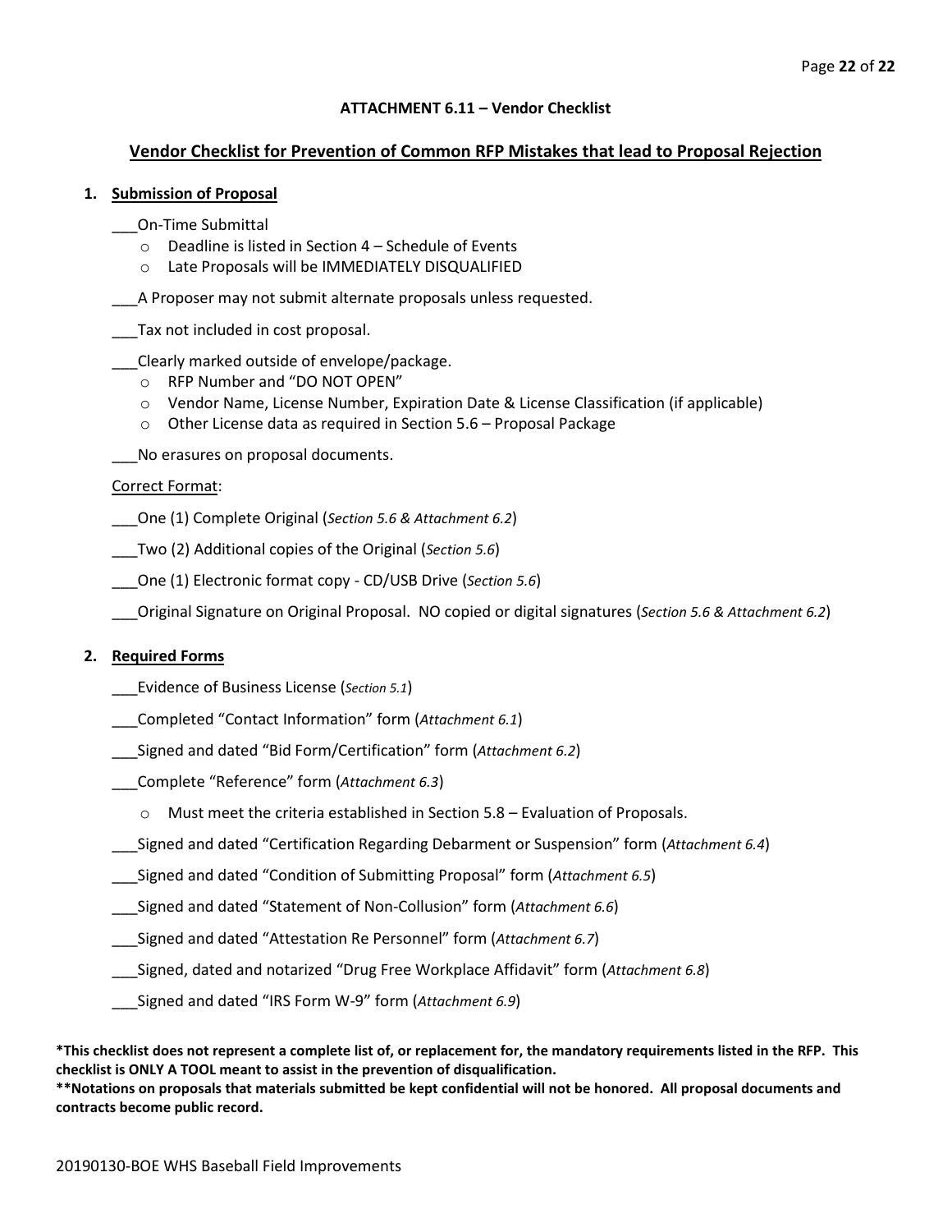**ATTACHMENT 6.11 – Vendor Checklist**

## Vendor Checklist for Prevention of Common RFP Mistakes that lead to Proposal Rejection

1. **Submission of Proposal**

   ___On-Time Submittal
   - Deadline is listed in Section 4 – Schedule of Events
   - Late Proposals will be IMMEDIATELY DISQUALIFIED

   ___A Proposer may not submit alternate proposals unless requested.

   ___Tax not included in cost proposal.

   ___Clearly marked outside of envelope/package.
   - RFP Number and "DO NOT OPEN"
   - Vendor Name, License Number, Expiration Date & License Classification (if applicable)
   - Other License data as required in Section 5.6 – Proposal Package

   ___No erasures on proposal documents.

   Correct Format:

   ___One (1) Complete Original (*Section 5.6 & Attachment 6.2*)

   ___Two (2) Additional copies of the Original (*Section 5.6*)

   ___One (1) Electronic format copy - CD/USB Drive (*Section 5.6*)

   ___Original Signature on Original Proposal. NO copied or digital signatures (*Section 5.6 & Attachment 6.2*)

2. **Required Forms**

   ___Evidence of Business License (*Section 5.1*)

   ___Completed "Contact Information" form (*Attachment 6.1*)

   ___Signed and dated "Bid Form/Certification" form (*Attachment 6.2*)

   ___Complete "Reference" form (*Attachment 6.3*)
   - Must meet the criteria established in Section 5.8 – Evaluation of Proposals.

   ___Signed and dated "Certification Regarding Debarment or Suspension" form (*Attachment 6.4*)

   ___Signed and dated "Condition of Submitting Proposal" form (*Attachment 6.5*)

   ___Signed and dated "Statement of Non-Collusion" form (*Attachment 6.6*)

   ___Signed and dated "Attestation Re Personnel" form (*Attachment 6.7*)

   ___Signed, dated and notarized "Drug Free Workplace Affidavit" form (*Attachment 6.8*)

   ___Signed and dated "IRS Form W-9" form (*Attachment 6.9*)

**\*This checklist does not represent a complete list of, or replacement for, the mandatory requirements listed in the RFP. This checklist is ONLY A TOOL meant to assist in the prevention of disqualification.**

**\*\*Notations on proposals that materials submitted be kept confidential will not be honored. All proposal documents and contracts become public record.**

20190130-BOE WHS Baseball Field Improvements